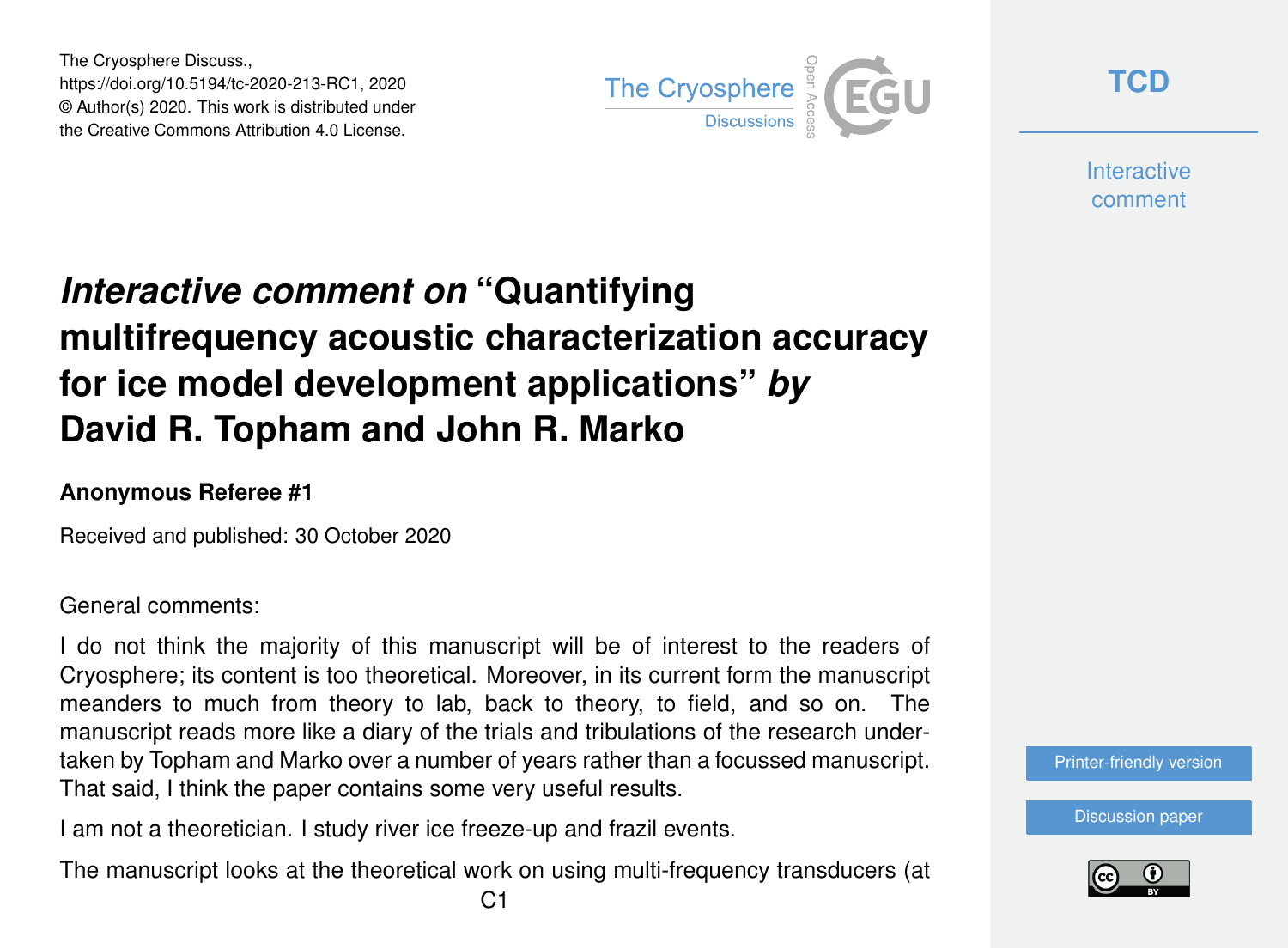The Cryosphere Discuss.,
https://doi.org/10.5194/tc-2020-213-RC1, 2020
© Author(s) 2020. This work is distributed under
the Creative Commons Attribution 4.0 License.

# *Interactive comment on* "Quantifying multifrequency acoustic characterization accuracy for ice model development applications" *by* David R. Topham and John R. Marko

**Anonymous Referee #1**

Received and published: 30 October 2020

General comments:

I do not think the majority of this manuscript will be of interest to the readers of Cryosphere; its content is too theoretical. Moreover, in its current form the manuscript meanders to much from theory to lab, back to theory, to field, and so on. The manuscript reads more like a diary of the trials and tribulations of the research undertaken by Topham and Marko over a number of years rather than a focussed manuscript. That said, I think the paper contains some very useful results.

I am not a theoretician. I study river ice freeze-up and frazil events.

The manuscript looks at the theoretical work on using multi-frequency transducers (at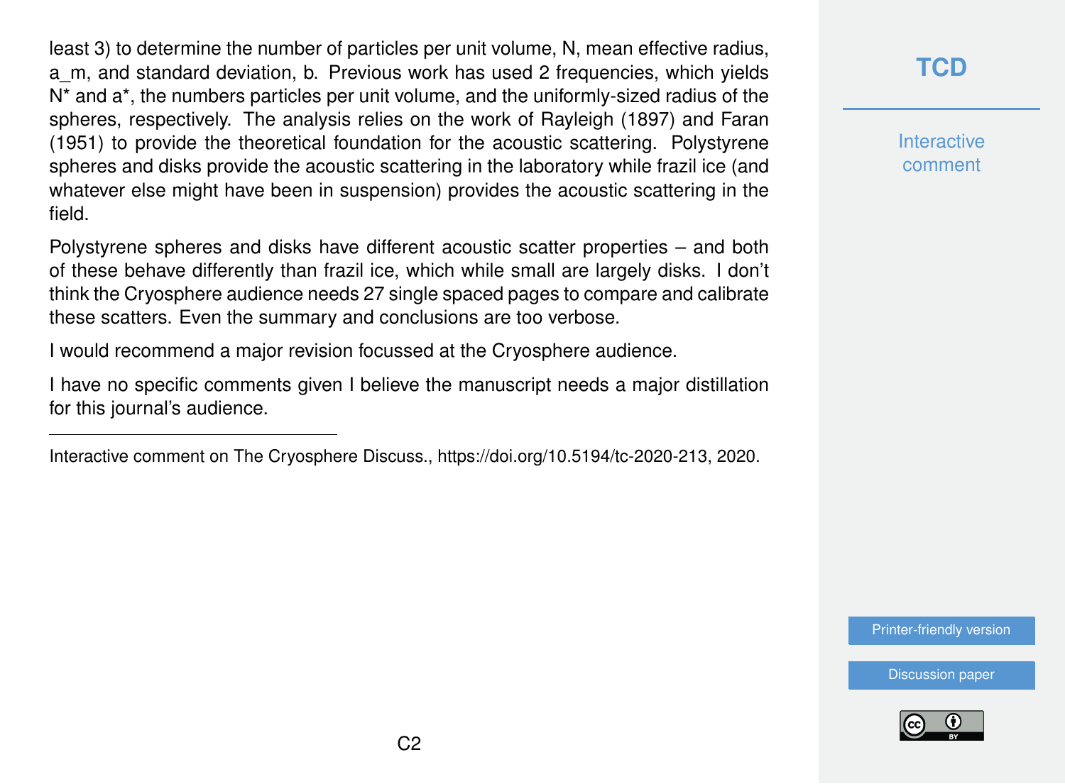least 3) to determine the number of particles per unit volume, N, mean effective radius, a_m, and standard deviation, b. Previous work has used 2 frequencies, which yields N* and a*, the numbers particles per unit volume, and the uniformly-sized radius of the spheres, respectively. The analysis relies on the work of Rayleigh (1897) and Faran (1951) to provide the theoretical foundation for the acoustic scattering. Polystyrene spheres and disks provide the acoustic scattering in the laboratory while frazil ice (and whatever else might have been in suspension) provides the acoustic scattering in the field.

Polystyrene spheres and disks have different acoustic scatter properties – and both of these behave differently than frazil ice, which while small are largely disks. I don't think the Cryosphere audience needs 27 single spaced pages to compare and calibrate these scatters. Even the summary and conclusions are too verbose.

I would recommend a major revision focussed at the Cryosphere audience.

I have no specific comments given I believe the manuscript needs a major distillation for this journal's audience.

---

Interactive comment on The Cryosphere Discuss., https://doi.org/10.5194/tc-2020-213, 2020.